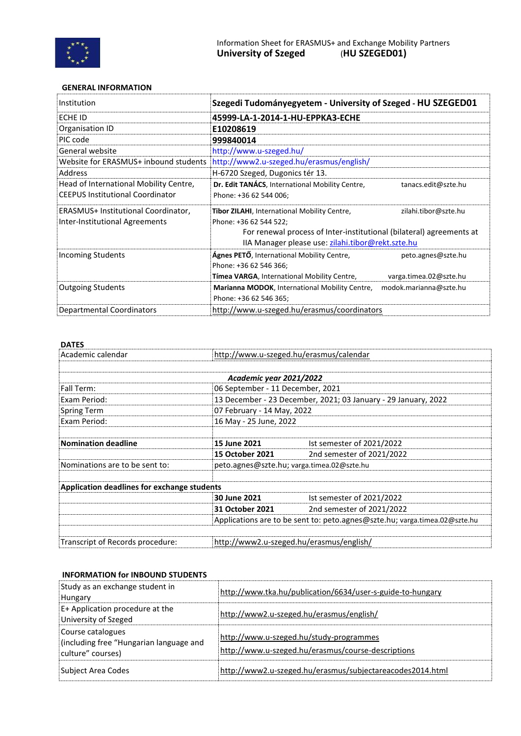Information Sheet for ERASMUS+ and Exchange Mobility Partners
**University of Szeged** (**HU SZEGED01)**

### GENERAL INFORMATION

| | |
|---|---|
| Institution | **Szegedi Tudományegyetem - University of Szeged - HU SZEGED01** |
| ECHE ID | **45999-LA-1-2014-1-HU-EPPKA3-ECHE** |
| Organisation ID | **E10208619** |
| PIC code | **999840014** |
| General website | http://www.u-szeged.hu/ |
| Website for ERASMUS+ inbound students | http://www2.u-szeged.hu/erasmus/english/ |
| Address | H-6720 Szeged, Dugonics tér 13. |
| Head of International Mobility Centre, CEEPUS Institutional Coordinator | **Dr. Edit TANÁCS**, International Mobility Centre, tanacs.edit@szte.hu Phone: +36 62 544 006; |
| ERASMUS+ Institutional Coordinator, Inter-Institutional Agreements | **Tibor ZILAHI**, International Mobility Centre, zilahi.tibor@szte.hu Phone: +36 62 544 522; For renewal process of Inter-institutional (bilateral) agreements at IIA Manager please use: zilahi.tibor@rekt.szte.hu |
| Incoming Students | **Ágnes PETŐ**, International Mobility Centre, peto.agnes@szte.hu Phone: +36 62 546 366; **Tímea VARGA**, International Mobility Centre, varga.timea.02@szte.hu |
| Outgoing Students | **Marianna MODOK**, International Mobility Centre, modok.marianna@szte.hu Phone: +36 62 546 365; |
| Departmental Coordinators | http://www.u-szeged.hu/erasmus/coordinators |

### DATES

| | | |
|---|---|---|
| Academic calendar | http://www.u-szeged.hu/erasmus/calendar | |
| | ***Academic year 2021/2022*** | |
| Fall Term: | 06 September - 11 December, 2021 | |
| Exam Period: | 13 December - 23 December, 2021; 03 January - 29 January, 2022 | |
| Spring Term | 07 February - 14 May, 2022 | |
| Exam Period: | 16 May - 25 June, 2022 | |
| | | |
| **Nomination deadline** | **15 June 2021** | Ist semester of 2021/2022 |
| | **15 October 2021** | 2nd semester of 2021/2022 |
| Nominations are to be sent to: | peto.agnes@szte.hu; varga.timea.02@szte.hu | |
| | | |
| **Application deadlines for exchange students** | | |
| | **30 June 2021** | Ist semester of 2021/2022 |
| | **31 October 2021** | 2nd semester of 2021/2022 |
| | Applications are to be sent to: peto.agnes@szte.hu; varga.timea.02@szte.hu | |
| | | |
| Transcript of Records procedure: | http://www2.u-szeged.hu/erasmus/english/ | |

### INFORMATION for INBOUND STUDENTS

| | |
|---|---|
| Study as an exchange student in Hungary | http://www.tka.hu/publication/6634/user-s-guide-to-hungary |
| E+ Application procedure at the University of Szeged | http://www2.u-szeged.hu/erasmus/english/ |
| Course catalogues (including free "Hungarian language and culture" courses) | http://www.u-szeged.hu/study-programmes http://www.u-szeged.hu/erasmus/course-descriptions |
| Subject Area Codes | http://www2.u-szeged.hu/erasmus/subjectareacodes2014.html |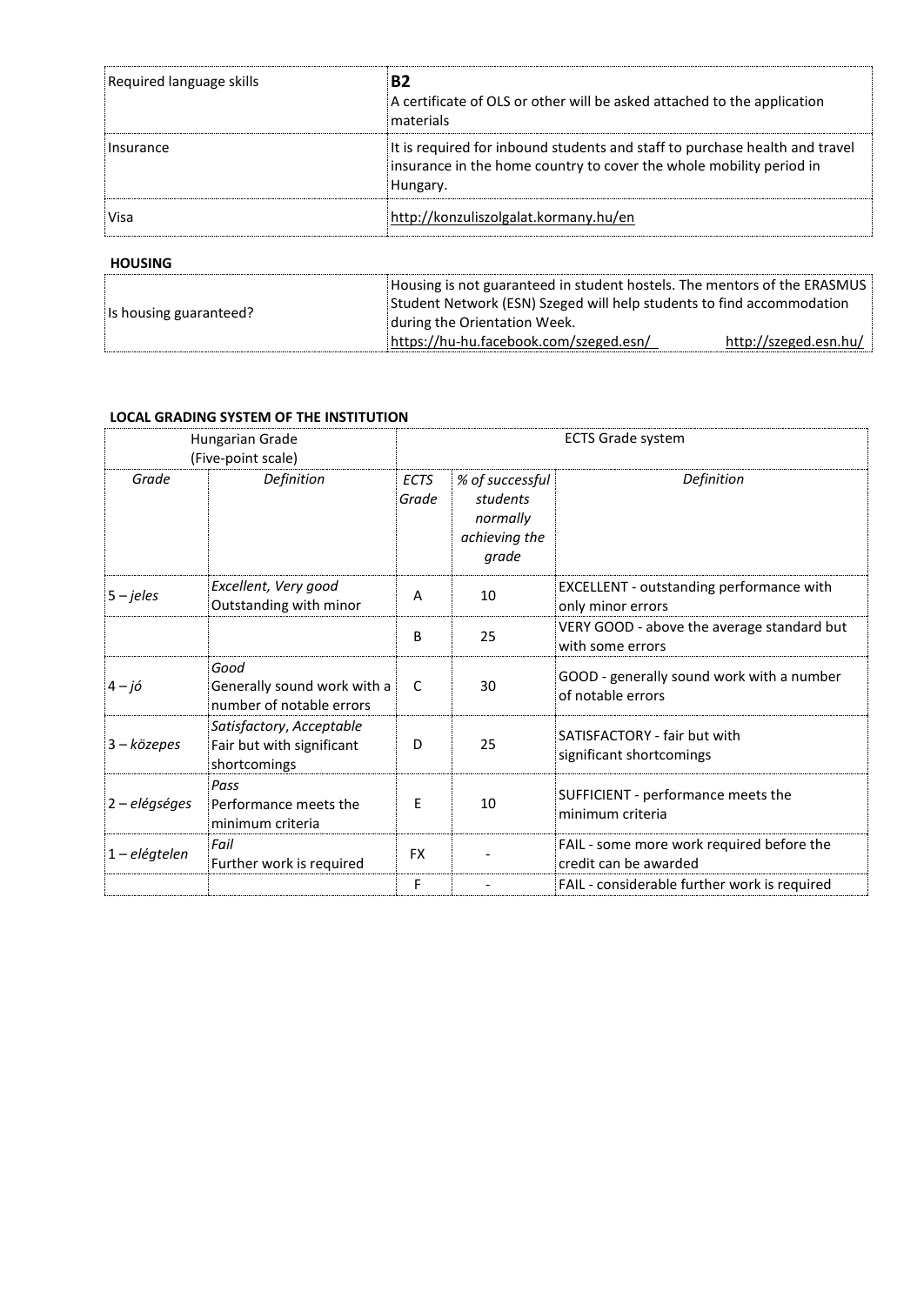| | |
|---|---|
| Required language skills | **B2**<br>A certificate of OLS or other will be asked attached to the application materials |
| Insurance | It is required for inbound students and staff to purchase health and travel insurance in the home country to cover the whole mobility period in Hungary. |
| Visa | http://konzuliszolgalat.kormany.hu/en |

**HOUSING**

| | |
|---|---|
| Is housing guaranteed? | Housing is not guaranteed in student hostels. The mentors of the ERASMUS Student Network (ESN) Szeged will help students to find accommodation during the Orientation Week.<br>https://hu-hu.facebook.com/szeged.esn/ http://szeged.esn.hu/ |

**LOCAL GRADING SYSTEM OF THE INSTITUTION**

| Hungarian Grade (Five-point scale) | | ECTS Grade system | | |
|---|---|---|---|---|
| *Grade* | *Definition* | *ECTS Grade* | *% of successful students normally achieving the grade* | *Definition* |
| 5 – *jeles* | *Excellent, Very good* Outstanding with minor | A | 10 | EXCELLENT - outstanding performance with only minor errors |
| | | B | 25 | VERY GOOD - above the average standard but with some errors |
| 4 – *jó* | *Good* Generally sound work with a number of notable errors | C | 30 | GOOD - generally sound work with a number of notable errors |
| 3 – *közepes* | *Satisfactory, Acceptable* Fair but with significant shortcomings | D | 25 | SATISFACTORY - fair but with significant shortcomings |
| 2 – *elégséges* | *Pass* Performance meets the minimum criteria | E | 10 | SUFFICIENT - performance meets the minimum criteria |
| 1 – *elégtelen* | *Fail* Further work is required | FX | - | FAIL - some more work required before the credit can be awarded |
| | | F | - | FAIL - considerable further work is required |